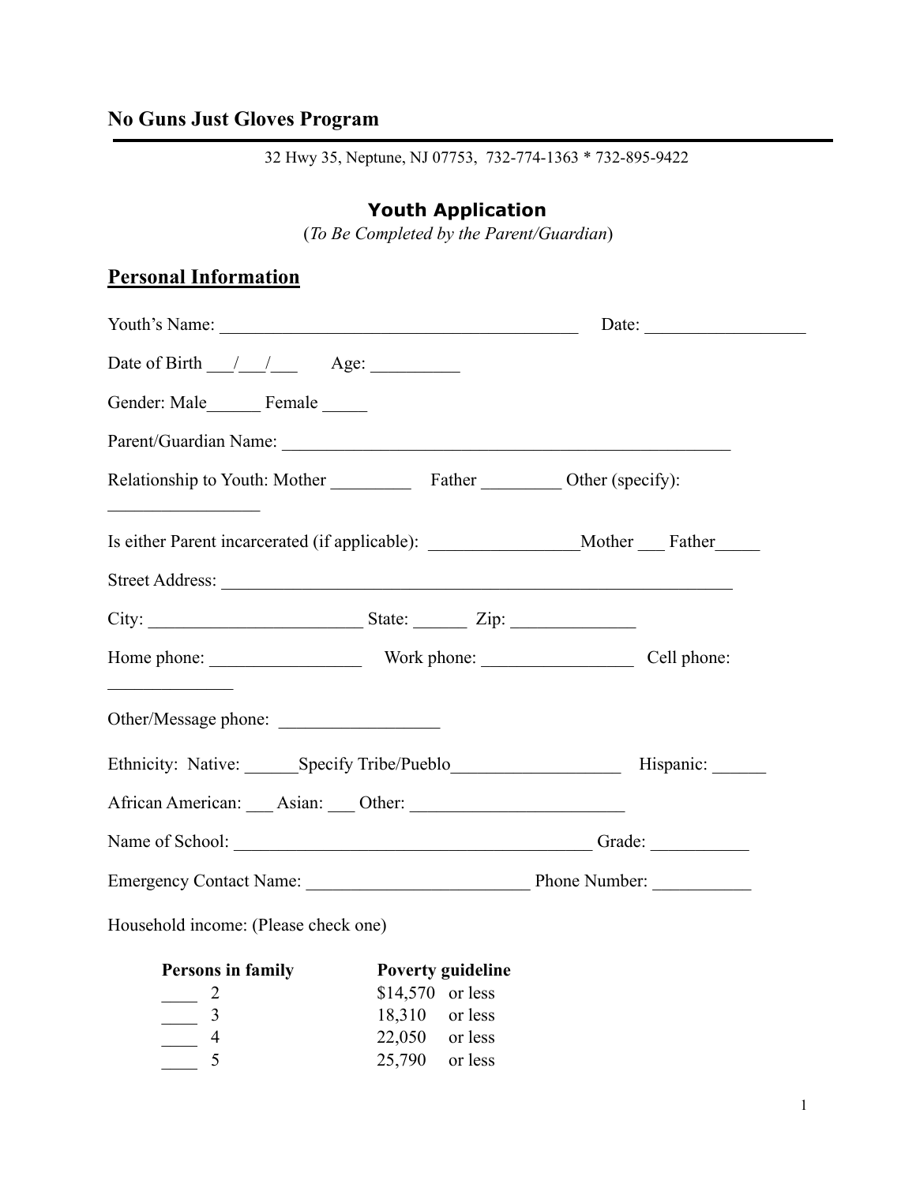# No Guns Just Gloves Program

32 Hwy 35, Neptune, NJ 07753, 732-774-1363 * 732-895-9422

## Youth Application

(*To Be Completed by the Parent/Guardian*)

## Personal Information

Youth's Name: ________________________________________ Date: _________________

Date of Birth ___/___/___ Age: __________

Gender: Male______ Female _____

Parent/Guardian Name: __________________________________________________

Relationship to Youth: Mother _________ Father _________ Other (specify): _________________

Is either Parent incarcerated (if applicable): ________________Mother ___ Father_____

Street Address: _________________________________________________________

City: _______________________ State: ______ Zip: _____________

Home phone: _________________ Work phone: _________________ Cell phone: ______________

Other/Message phone: _________________

Ethnicity: Native: ______Specify Tribe/Pueblo__________________ Hispanic: ______

African American: ___ Asian: ___ Other: _______________________

Name of School: ________________________________________ Grade: ___________

Emergency Contact Name: ________________________ Phone Number: ___________

Household income: (Please check one)

| Persons in family | Poverty guideline |
|---|---|
| ____ 2 | $14,570 or less |
| ____ 3 | 18,310 or less |
| ____ 4 | 22,050 or less |
| ____ 5 | 25,790 or less |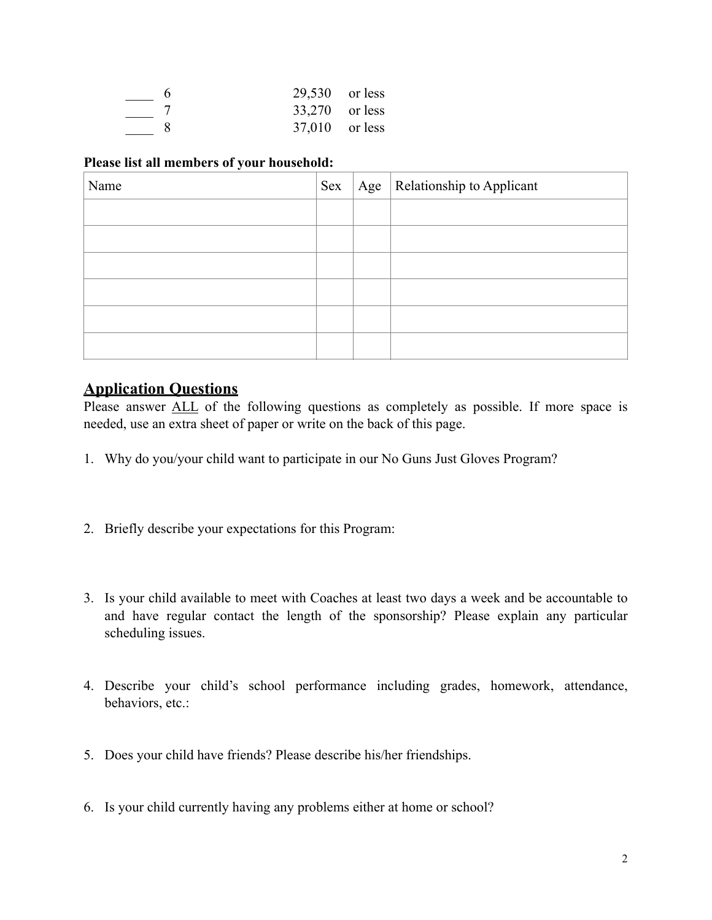| | | | |
|---|---|---|---|
| ____ | 6 | 29,530 | or less |
| ____ | 7 | 33,270 | or less |
| ____ | 8 | 37,010 | or less |

**Please list all members of your household:**

| Name | Sex | Age | Relationship to Applicant |
|---|---|---|---|
| | | | |
| | | | |
| | | | |
| | | | |
| | | | |
| | | | |

## Application Questions

Please answer ALL of the following questions as completely as possible. If more space is needed, use an extra sheet of paper or write on the back of this page.

1. Why do you/your child want to participate in our No Guns Just Gloves Program?

2. Briefly describe your expectations for this Program:

3. Is your child available to meet with Coaches at least two days a week and be accountable to and have regular contact the length of the sponsorship? Please explain any particular scheduling issues.

4. Describe your child's school performance including grades, homework, attendance, behaviors, etc.:

5. Does your child have friends? Please describe his/her friendships.

6. Is your child currently having any problems either at home or school?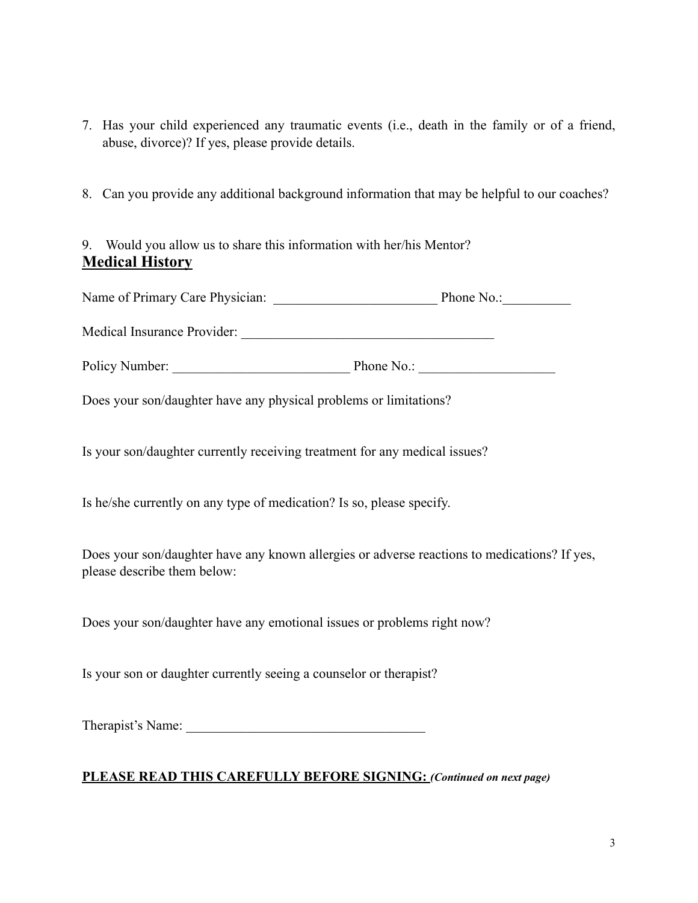7. Has your child experienced any traumatic events (i.e., death in the family or of a friend, abuse, divorce)? If yes, please provide details.

8. Can you provide any additional background information that may be helpful to our coaches?

9. Would you allow us to share this information with her/his Mentor?

## Medical History

Name of Primary Care Physician: ________________________ Phone No.:__________

Medical Insurance Provider: _____________________________________

Policy Number: __________________________ Phone No.: ____________________

Does your son/daughter have any physical problems or limitations?

Is your son/daughter currently receiving treatment for any medical issues?

Is he/she currently on any type of medication? Is so, please specify.

Does your son/daughter have any known allergies or adverse reactions to medications? If yes, please describe them below:

Does your son/daughter have any emotional issues or problems right now?

Is your son or daughter currently seeing a counselor or therapist?

Therapist's Name: ___________________________________

**PLEASE READ THIS CAREFULLY BEFORE SIGNING:** ***(Continued on next page)***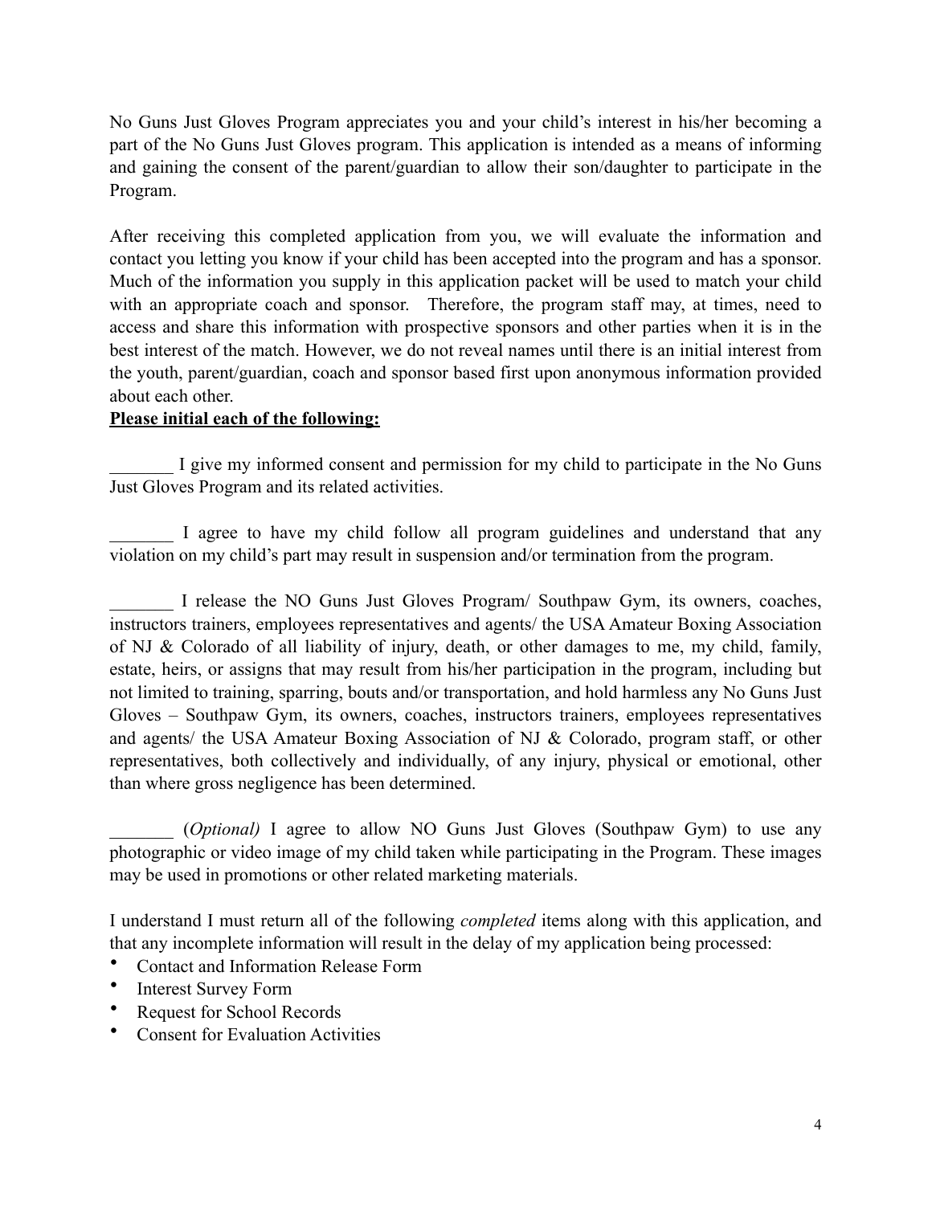No Guns Just Gloves Program appreciates you and your child's interest in his/her becoming a part of the No Guns Just Gloves program. This application is intended as a means of informing and gaining the consent of the parent/guardian to allow their son/daughter to participate in the Program.

After receiving this completed application from you, we will evaluate the information and contact you letting you know if your child has been accepted into the program and has a sponsor. Much of the information you supply in this application packet will be used to match your child with an appropriate coach and sponsor. Therefore, the program staff may, at times, need to access and share this information with prospective sponsors and other parties when it is in the best interest of the match. However, we do not reveal names until there is an initial interest from the youth, parent/guardian, coach and sponsor based first upon anonymous information provided about each other.

**<u>Please initial each of the following:</u>**

_______ I give my informed consent and permission for my child to participate in the No Guns Just Gloves Program and its related activities.

_______ I agree to have my child follow all program guidelines and understand that any violation on my child's part may result in suspension and/or termination from the program.

_______ I release the NO Guns Just Gloves Program/ Southpaw Gym, its owners, coaches, instructors trainers, employees representatives and agents/ the USA Amateur Boxing Association of NJ & Colorado of all liability of injury, death, or other damages to me, my child, family, estate, heirs, or assigns that may result from his/her participation in the program, including but not limited to training, sparring, bouts and/or transportation, and hold harmless any No Guns Just Gloves – Southpaw Gym, its owners, coaches, instructors trainers, employees representatives and agents/ the USA Amateur Boxing Association of NJ & Colorado, program staff, or other representatives, both collectively and individually, of any injury, physical or emotional, other than where gross negligence has been determined.

_______ *(Optional)* I agree to allow NO Guns Just Gloves (Southpaw Gym) to use any photographic or video image of my child taken while participating in the Program. These images may be used in promotions or other related marketing materials.

I understand I must return all of the following *completed* items along with this application, and that any incomplete information will result in the delay of my application being processed:

- Contact and Information Release Form
- Interest Survey Form
- Request for School Records
- Consent for Evaluation Activities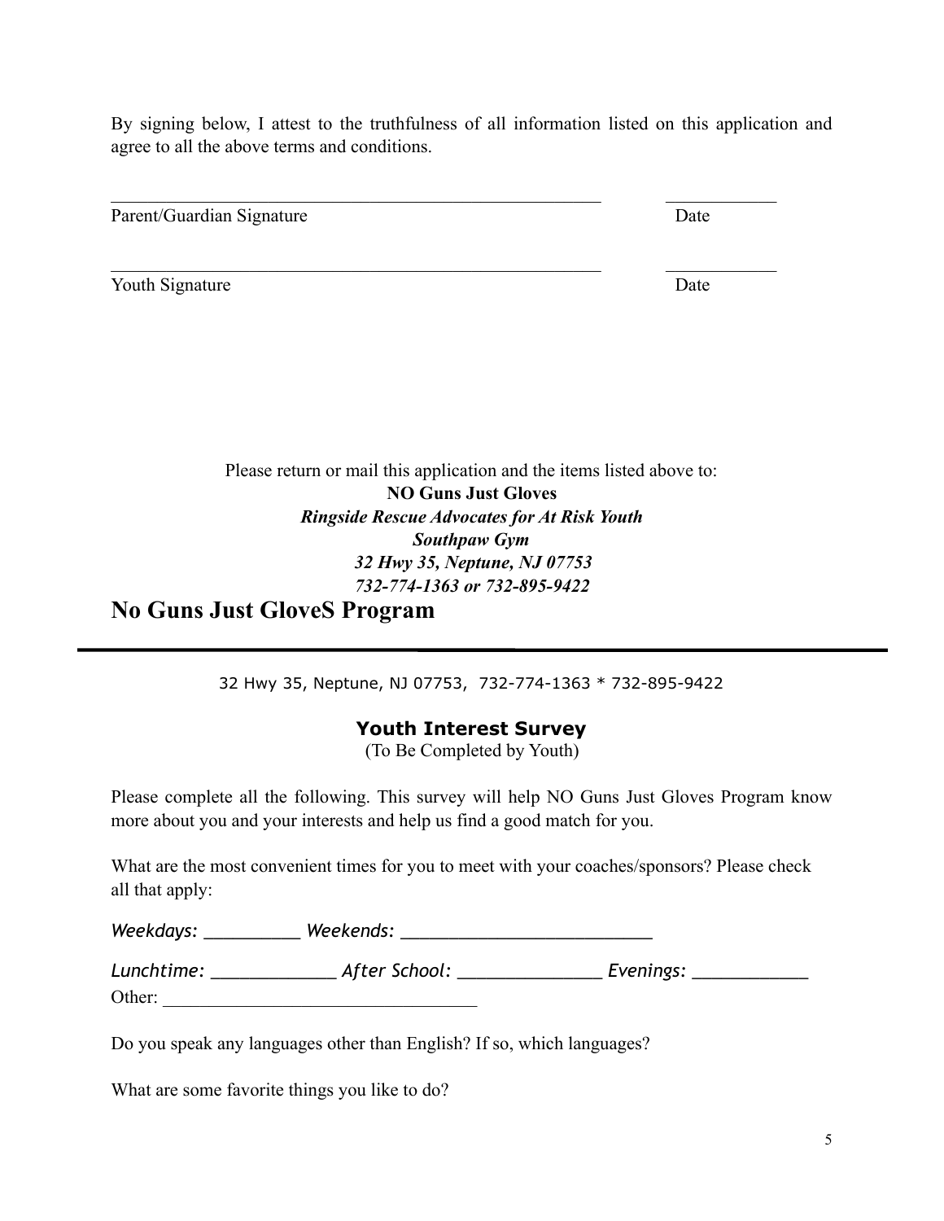By signing below, I attest to the truthfulness of all information listed on this application and agree to all the above terms and conditions.

_______________________________________________________ ____________

Parent/Guardian Signature Date

_______________________________________________________ ____________

Youth Signature Date

Please return or mail this application and the items listed above to:

**NO Guns Just Gloves**

***Ringside Rescue Advocates for At Risk Youth***

***Southpaw Gym***

***32 Hwy 35, Neptune, NJ 07753***

***732-774-1363 or 732-895-9422***

# No Guns Just GloveS Program

---

32 Hwy 35, Neptune, NJ 07753, 732-774-1363 * 732-895-9422

## Youth Interest Survey

(To Be Completed by Youth)

Please complete all the following. This survey will help NO Guns Just Gloves Program know more about you and your interests and help us find a good match for you.

What are the most convenient times for you to meet with your coaches/sponsors? Please check all that apply:

*Weekdays:* __________ *Weekends:* ___________________________

*Lunchtime:* _____________ *After School:* _______________ *Evenings:* ____________

Other: _________________________________

Do you speak any languages other than English? If so, which languages?

What are some favorite things you like to do?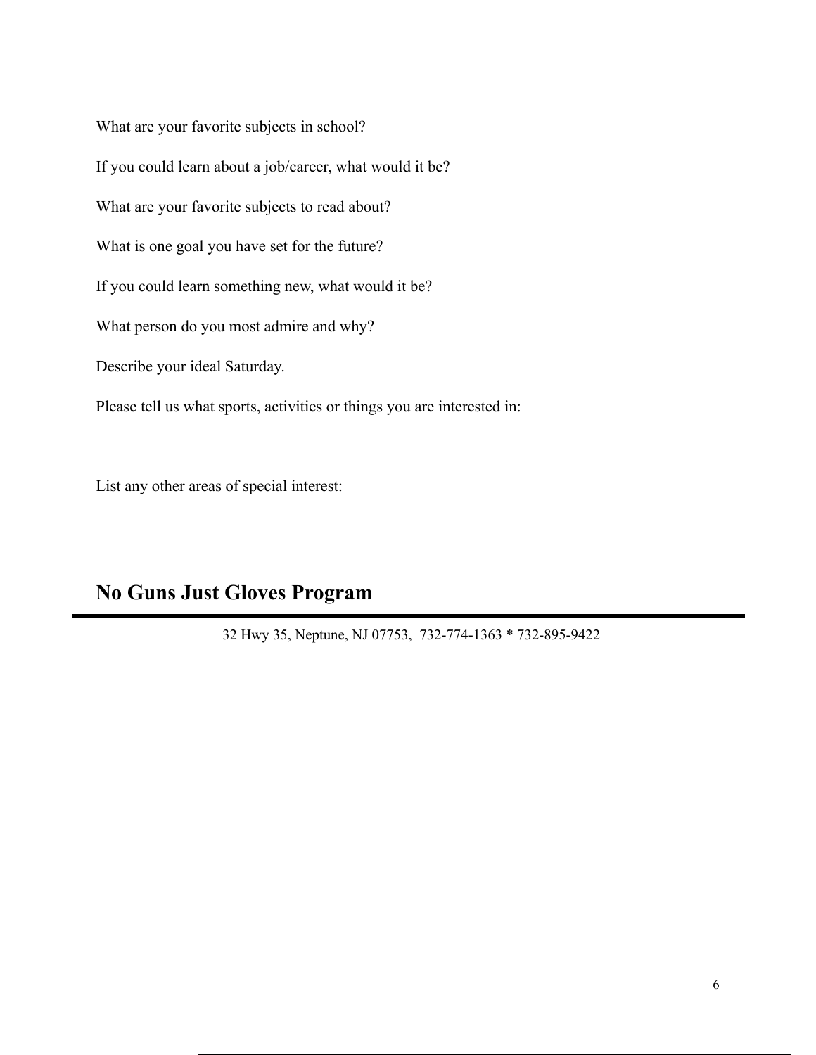What are your favorite subjects in school?

If you could learn about a job/career, what would it be?

What are your favorite subjects to read about?

What is one goal you have set for the future?

If you could learn something new, what would it be?

What person do you most admire and why?

Describe your ideal Saturday.

Please tell us what sports, activities or things you are interested in:

List any other areas of special interest:

## No Guns Just Gloves Program

32 Hwy 35, Neptune, NJ 07753,  732-774-1363 * 732-895-9422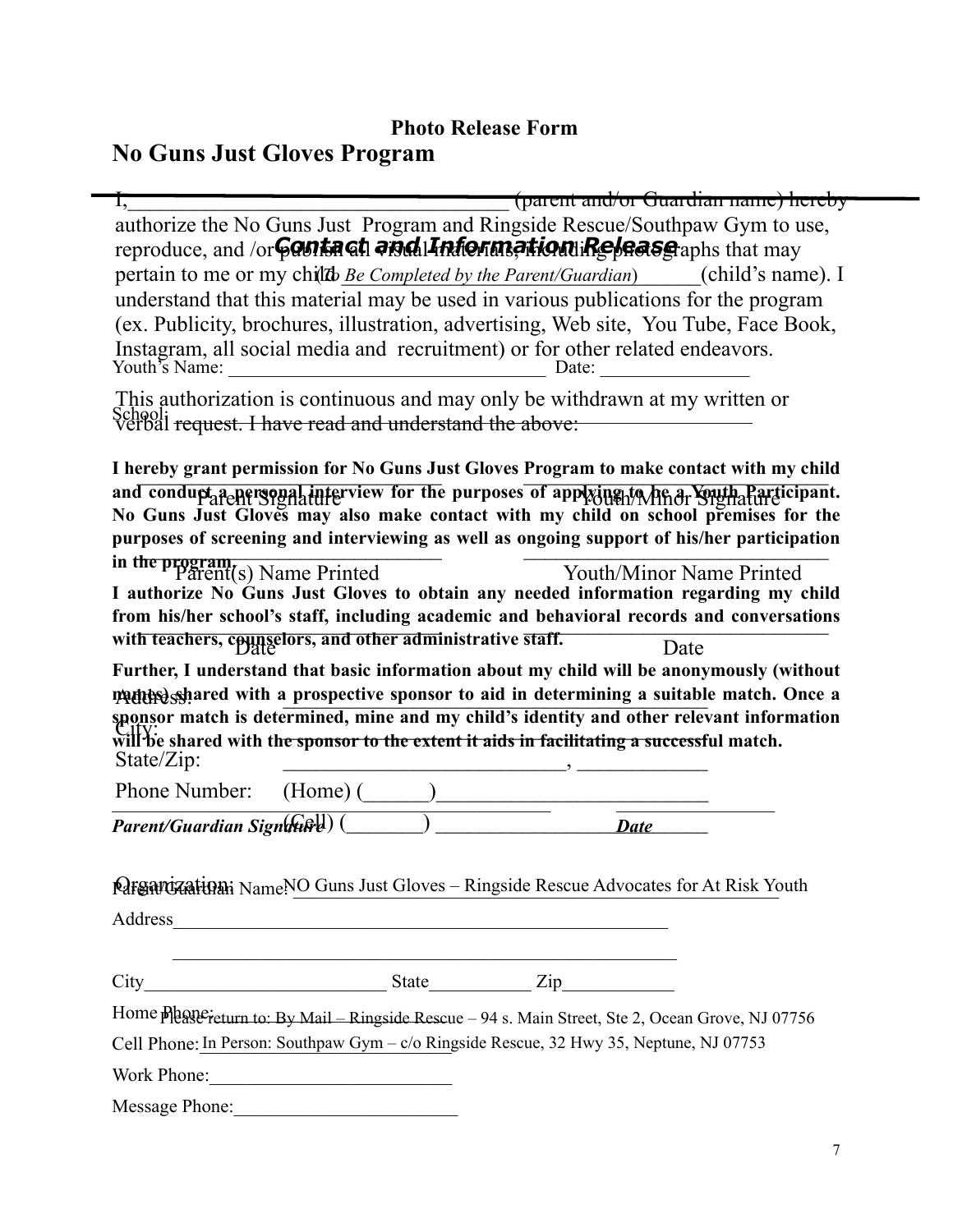**Photo Release Form**

# No Guns Just Gloves Program

I,\_\_\_\_\_\_\_\_\_\_\_\_\_\_\_\_\_\_\_\_\_\_\_\_\_\_\_\_\_\_\_\_\_\_\_\_ (parent and/or Guardian name) hereby authorize the No Guns Just Program and Ringside Rescue/Southpaw Gym to use, reproduce, and /or publish all visual materials, including photographs that may pertain to me or my child \_\_\_\_\_\_\_\_\_\_\_\_\_\_\_\_\_\_\_\_\_\_\_\_\_\_\_\_\_\_\_\_\_\_\_\_ (child's name). I understand that this material may be used in various publications for the program (ex. Publicity, brochures, illustration, advertising, Web site, You Tube, Face Book, Instagram, all social media and recruitment) or for other related endeavors.

This authorization is continuous and may only be withdrawn at my written or verbal request. I have read and understand the above:

\_\_\_\_\_\_\_\_\_\_\_\_\_\_\_\_\_\_\_\_\_\_\_\_\_\_\_\_\_\_ Parent Signature　　　\_\_\_\_\_\_\_\_\_\_\_\_\_\_\_\_\_\_\_\_\_\_\_\_\_\_\_\_\_\_ Youth/Minor Signature

\_\_\_\_\_\_\_\_\_\_\_\_\_\_\_\_\_\_\_\_\_\_\_\_\_\_\_\_\_\_ Parent(s) Name Printed　　　\_\_\_\_\_\_\_\_\_\_\_\_\_\_\_\_\_\_\_\_\_\_\_\_\_\_\_\_\_\_ Youth/Minor Name Printed

\_\_\_\_\_\_\_\_\_\_\_\_\_\_\_\_\_\_\_\_\_\_\_\_\_\_\_\_\_\_ Date　　　\_\_\_\_\_\_\_\_\_\_\_\_\_\_\_\_\_\_\_\_\_\_\_\_\_\_\_\_\_\_ Date

Address: \_\_\_\_\_\_\_\_\_\_\_\_\_\_\_\_\_\_\_\_\_\_\_\_\_\_\_\_\_\_\_\_\_\_\_\_

City: \_\_\_\_\_\_\_\_\_\_\_\_\_\_\_\_\_\_\_\_\_\_\_\_\_\_\_\_\_\_\_\_\_\_\_\_

State/Zip: \_\_\_\_\_\_\_\_\_\_\_\_\_\_\_\_\_\_\_\_\_\_\_\_\_\_, \_\_\_\_\_\_\_\_\_\_\_\_\_

Phone Number: (Home) (\_\_\_\_\_\_)\_\_\_\_\_\_\_\_\_\_\_\_\_\_\_\_\_\_\_\_\_\_\_\_\_\_

(Cell) (\_\_\_\_\_\_\_\_) \_\_\_\_\_\_\_\_\_\_\_\_\_\_\_\_\_\_\_\_\_\_\_\_\_\_

Organization: NO Guns Just Gloves – Ringside Rescue Advocates for At Risk Youth

Please return to: By Mail – Ringside Rescue – 94 s. Main Street, Ste 2, Ocean Grove, NJ 07756

In Person: Southpaw Gym – c/o Ringside Rescue, 32 Hwy 35, Neptune, NJ 07753

## *Contact and Information Release*

*(To Be Completed by the Parent/Guardian)*

Youth's Name: \_\_\_\_\_\_\_\_\_\_\_\_\_\_\_\_\_\_\_\_\_\_\_\_\_\_\_\_\_\_\_\_\_\_ Date: \_\_\_\_\_\_\_\_\_\_\_\_\_\_\_

School: \_\_\_\_\_\_\_\_\_\_\_\_\_\_\_\_\_\_\_\_\_\_\_\_\_\_\_\_\_\_\_\_\_\_\_\_\_\_\_\_\_\_\_\_\_\_\_\_\_\_\_\_

**I hereby grant permission for No Guns Just Gloves Program to make contact with my child and conduct a personal interview for the purposes of applying to be a Youth Participant. No Guns Just Gloves may also make contact with my child on school premises for the purposes of screening and interviewing as well as ongoing support of his/her participation in the program.**

**I authorize No Guns Just Gloves to obtain any needed information regarding my child from his/her school's staff, including academic and behavioral records and conversations with teachers, counselors, and other administrative staff.**

**Further, I understand that basic information about my child will be anonymously (without names) shared with a prospective sponsor to aid in determining a suitable match. Once a sponsor match is determined, mine and my child's identity and other relevant information will be shared with the sponsor to the extent it aids in facilitating a successful match.**

\_\_\_\_\_\_\_\_\_\_\_\_\_\_\_\_\_\_\_\_\_\_\_\_\_\_\_\_\_\_\_\_\_\_\_\_\_ **_Parent/Guardian Signature_**　　　\_\_\_\_\_\_\_\_\_\_\_\_\_\_\_\_ **_Date_**

Parent/Guardian Name: \_\_\_\_\_\_\_\_\_\_\_\_\_\_\_\_\_\_\_\_\_\_\_\_\_\_\_\_\_\_\_\_\_\_\_\_\_\_\_\_\_\_\_\_\_\_\_\_\_\_\_\_

Address\_\_\_\_\_\_\_\_\_\_\_\_\_\_\_\_\_\_\_\_\_\_\_\_\_\_\_\_\_\_\_\_\_\_\_\_\_\_\_\_\_\_\_\_\_\_\_\_\_\_\_\_\_\_\_

\_\_\_\_\_\_\_\_\_\_\_\_\_\_\_\_\_\_\_\_\_\_\_\_\_\_\_\_\_\_\_\_\_\_\_\_\_\_\_\_\_\_\_\_\_\_\_\_\_\_\_\_\_\_\_

City\_\_\_\_\_\_\_\_\_\_\_\_\_\_\_\_\_\_\_\_\_\_\_\_\_\_ State\_\_\_\_\_\_\_\_\_\_\_ Zip\_\_\_\_\_\_\_\_\_\_\_\_

Home Phone: \_\_\_\_\_\_\_\_\_\_\_\_\_\_\_\_\_\_\_\_\_\_\_\_\_\_

Cell Phone: \_\_\_\_\_\_\_\_\_\_\_\_\_\_\_\_\_\_\_\_\_\_\_\_\_\_

Work Phone:\_\_\_\_\_\_\_\_\_\_\_\_\_\_\_\_\_\_\_\_\_\_\_\_\_\_

Message Phone:\_\_\_\_\_\_\_\_\_\_\_\_\_\_\_\_\_\_\_\_\_\_\_\_\_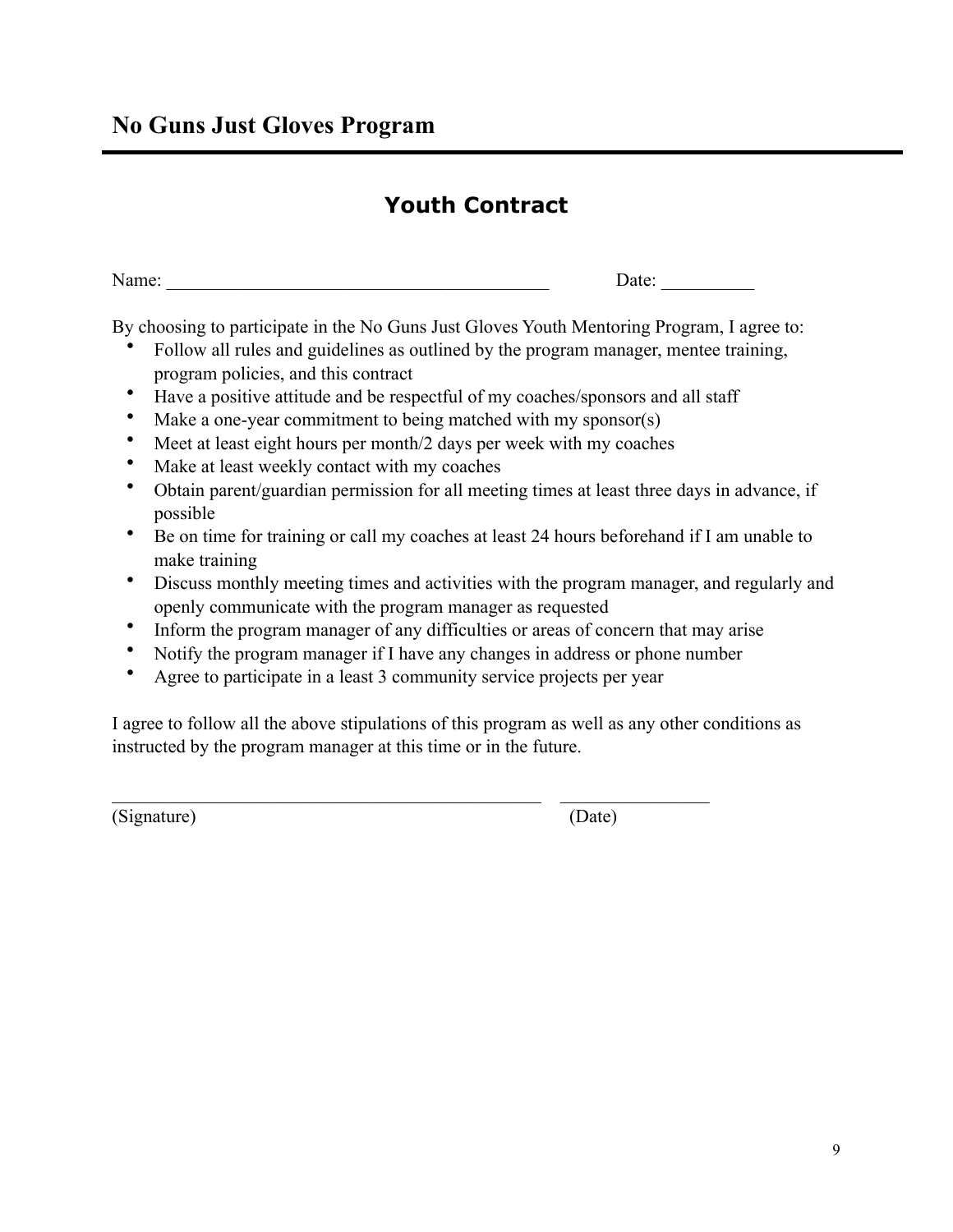# No Guns Just Gloves Program

## Youth Contract

Name: ________________________________________ Date: __________

By choosing to participate in the No Guns Just Gloves Youth Mentoring Program, I agree to:

- Follow all rules and guidelines as outlined by the program manager, mentee training, program policies, and this contract
- Have a positive attitude and be respectful of my coaches/sponsors and all staff
- Make a one-year commitment to being matched with my sponsor(s)
- Meet at least eight hours per month/2 days per week with my coaches
- Make at least weekly contact with my coaches
- Obtain parent/guardian permission for all meeting times at least three days in advance, if possible
- Be on time for training or call my coaches at least 24 hours beforehand if I am unable to make training
- Discuss monthly meeting times and activities with the program manager, and regularly and openly communicate with the program manager as requested
- Inform the program manager of any difficulties or areas of concern that may arise
- Notify the program manager if I have any changes in address or phone number
- Agree to participate in a least 3 community service projects per year

I agree to follow all the above stipulations of this program as well as any other conditions as instructed by the program manager at this time or in the future.

______________________________________________ ________________
(Signature) (Date)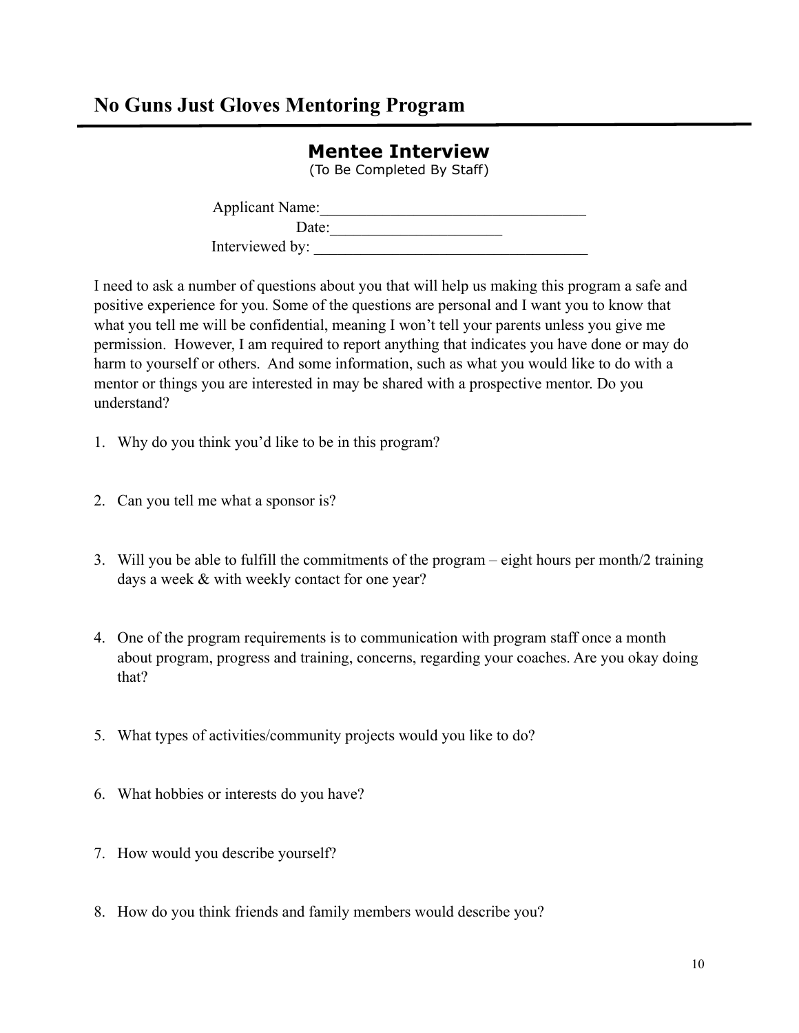# No Guns Just Gloves Mentoring Program

## Mentee Interview

(To Be Completed By Staff)

Applicant Name:___________________________________

Date:______________________

Interviewed by: ___________________________________

I need to ask a number of questions about you that will help us making this program a safe and positive experience for you. Some of the questions are personal and I want you to know that what you tell me will be confidential, meaning I won't tell your parents unless you give me permission. However, I am required to report anything that indicates you have done or may do harm to yourself or others. And some information, such as what you would like to do with a mentor or things you are interested in may be shared with a prospective mentor. Do you understand?

1. Why do you think you'd like to be in this program?

2. Can you tell me what a sponsor is?

3. Will you be able to fulfill the commitments of the program – eight hours per month/2 training days a week & with weekly contact for one year?

4. One of the program requirements is to communication with program staff once a month about program, progress and training, concerns, regarding your coaches. Are you okay doing that?

5. What types of activities/community projects would you like to do?

6. What hobbies or interests do you have?

7. How would you describe yourself?

8. How do you think friends and family members would describe you?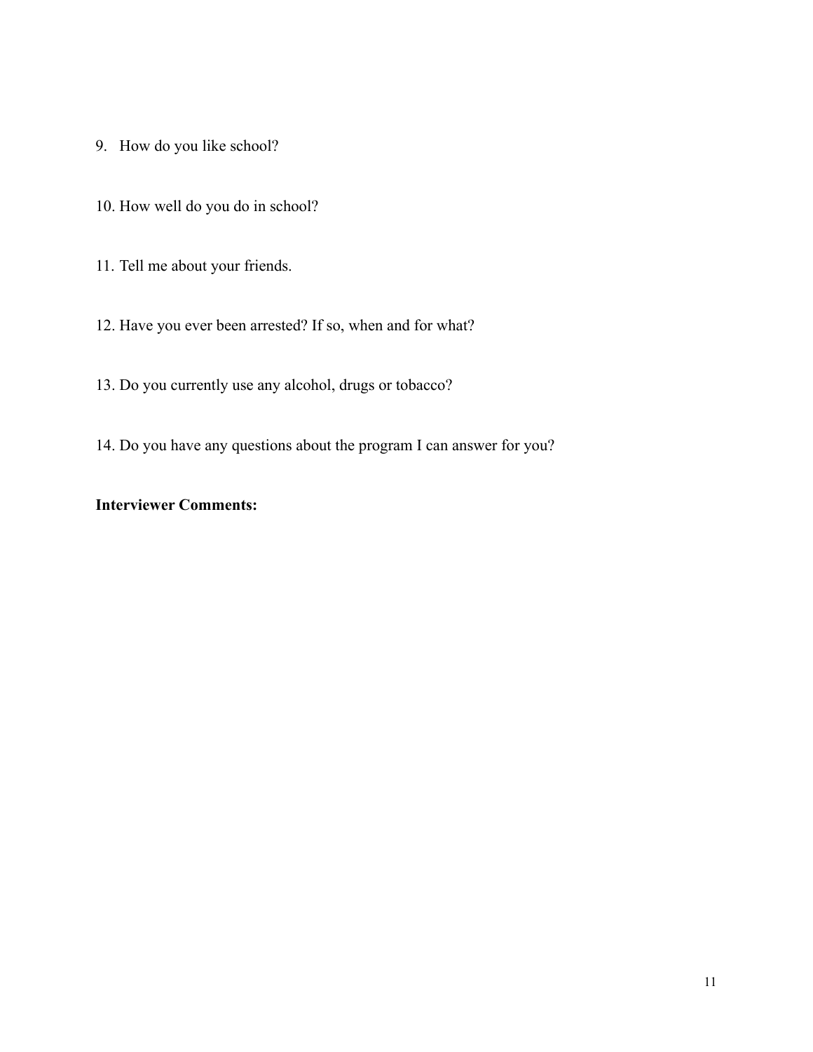9. How do you like school?

10. How well do you do in school?

11. Tell me about your friends.

12. Have you ever been arrested? If so, when and for what?

13. Do you currently use any alcohol, drugs or tobacco?

14. Do you have any questions about the program I can answer for you?

**Interviewer Comments:**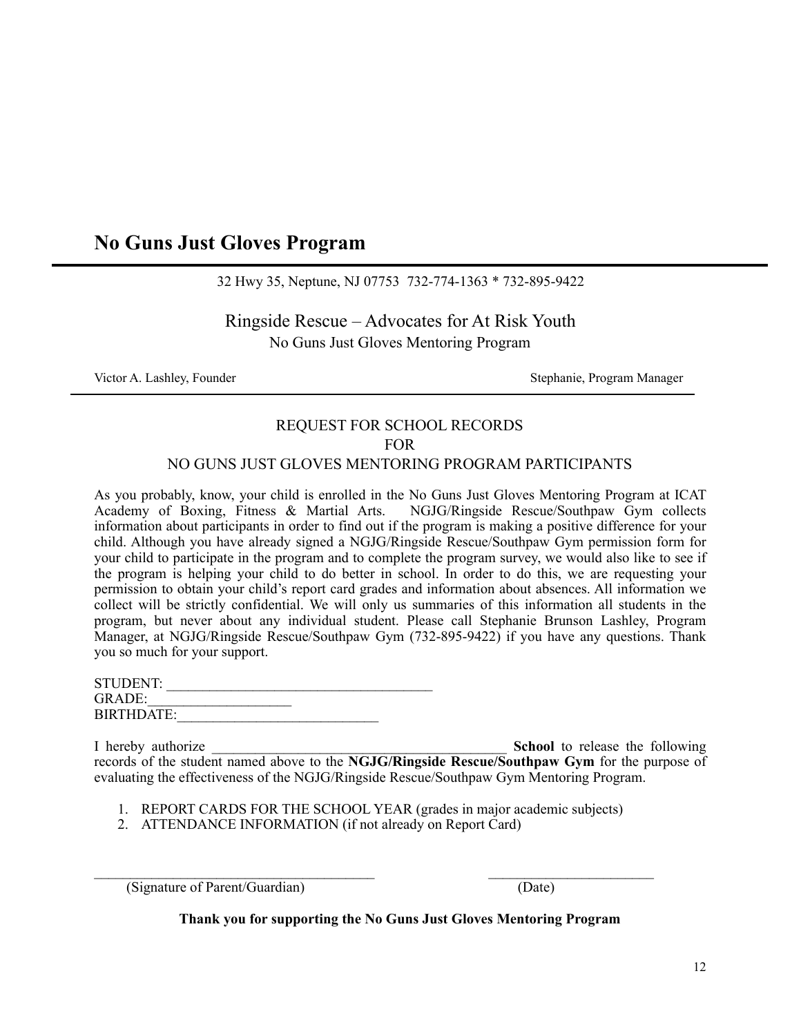# No Guns Just Gloves Program

32 Hwy 35, Neptune, NJ 07753 732-774-1363 * 732-895-9422

Ringside Rescue – Advocates for At Risk Youth
No Guns Just Gloves Mentoring Program

Victor A. Lashley, Founder　　　　　　　　　　　　　　　　　　　　　Stephanie, Program Manager

REQUEST FOR SCHOOL RECORDS
FOR
NO GUNS JUST GLOVES MENTORING PROGRAM PARTICIPANTS

As you probably, know, your child is enrolled in the No Guns Just Gloves Mentoring Program at ICAT Academy of Boxing, Fitness & Martial Arts. NGJG/Ringside Rescue/Southpaw Gym collects information about participants in order to find out if the program is making a positive difference for your child. Although you have already signed a NGJG/Ringside Rescue/Southpaw Gym permission form for your child to participate in the program and to complete the program survey, we would also like to see if the program is helping your child to do better in school. In order to do this, we are requesting your permission to obtain your child's report card grades and information about absences. All information we collect will be strictly confidential. We will only us summaries of this information all students in the program, but never about any individual student. Please call Stephanie Brunson Lashley, Program Manager, at NGJG/Ringside Rescue/Southpaw Gym (732-895-9422) if you have any questions. Thank you so much for your support.

STUDENT: _____________________________________
GRADE:____________________
BIRTHDATE:____________________________

I hereby authorize _________________________________________ **School** to release the following records of the student named above to the **NGJG/Ringside Rescue/Southpaw Gym** for the purpose of evaluating the effectiveness of the NGJG/Ringside Rescue/Southpaw Gym Mentoring Program.

1. REPORT CARDS FOR THE SCHOOL YEAR (grades in major academic subjects)
2. ATTENDANCE INFORMATION (if not already on Report Card)

________________________________________　　　　　　_______________________
(Signature of Parent/Guardian)　　　　　　　　　　　　　　(Date)

**Thank you for supporting the No Guns Just Gloves Mentoring Program**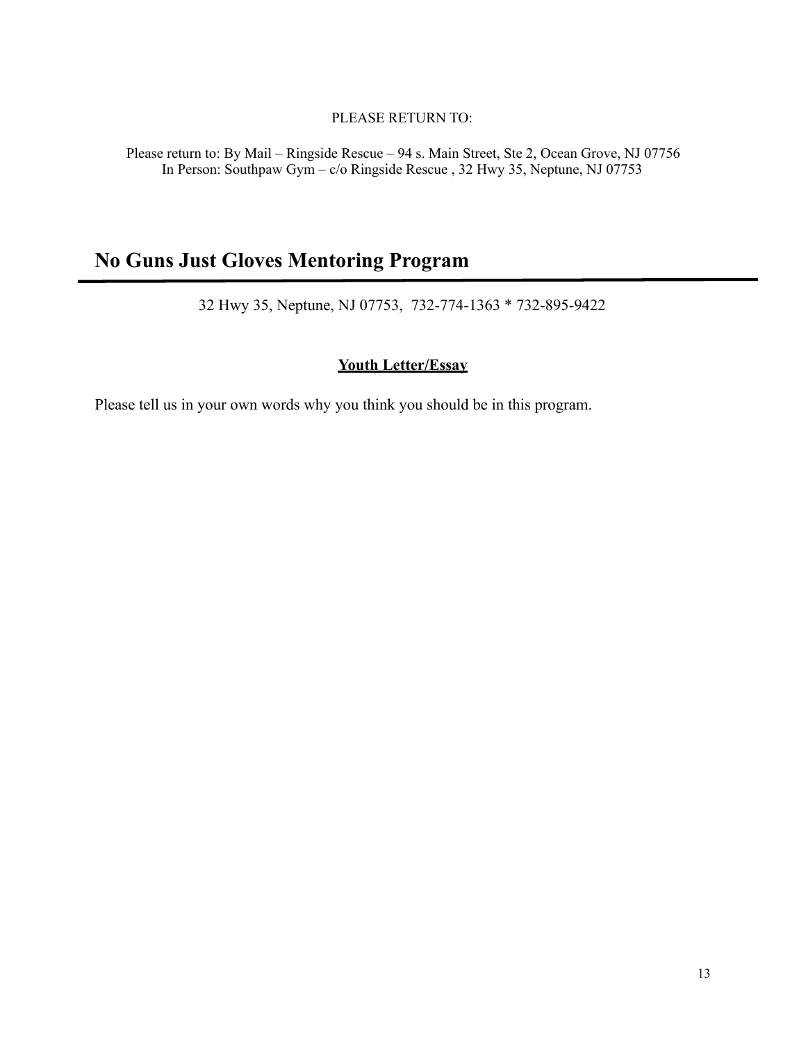PLEASE RETURN TO:

Please return to: By Mail – Ringside Rescue – 94 s. Main Street, Ste 2, Ocean Grove, NJ 07756
In Person: Southpaw Gym – c/o Ringside Rescue , 32 Hwy 35, Neptune, NJ 07753

# No Guns Just Gloves Mentoring Program

32 Hwy 35, Neptune, NJ 07753, 732-774-1363 * 732-895-9422

**Youth Letter/Essay**

Please tell us in your own words why you think you should be in this program.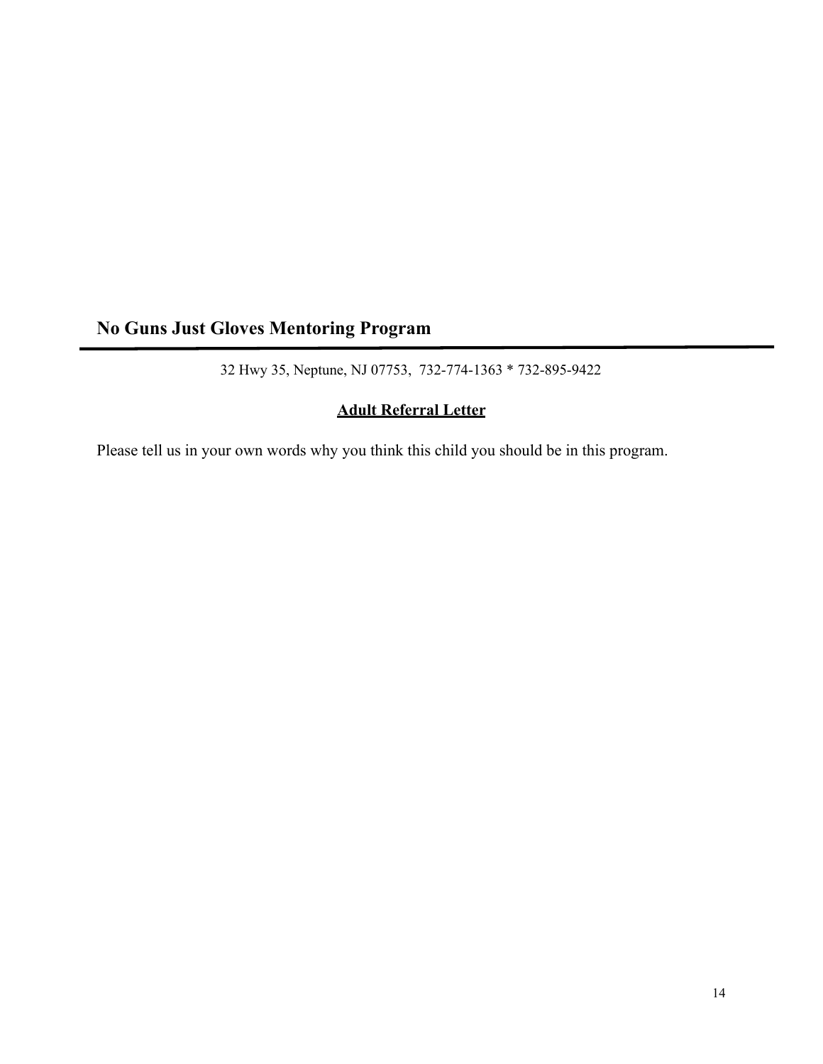## No Guns Just Gloves Mentoring Program

32 Hwy 35, Neptune, NJ 07753, 732-774-1363 * 732-895-9422

**Adult Referral Letter**

Please tell us in your own words why you think this child you should be in this program.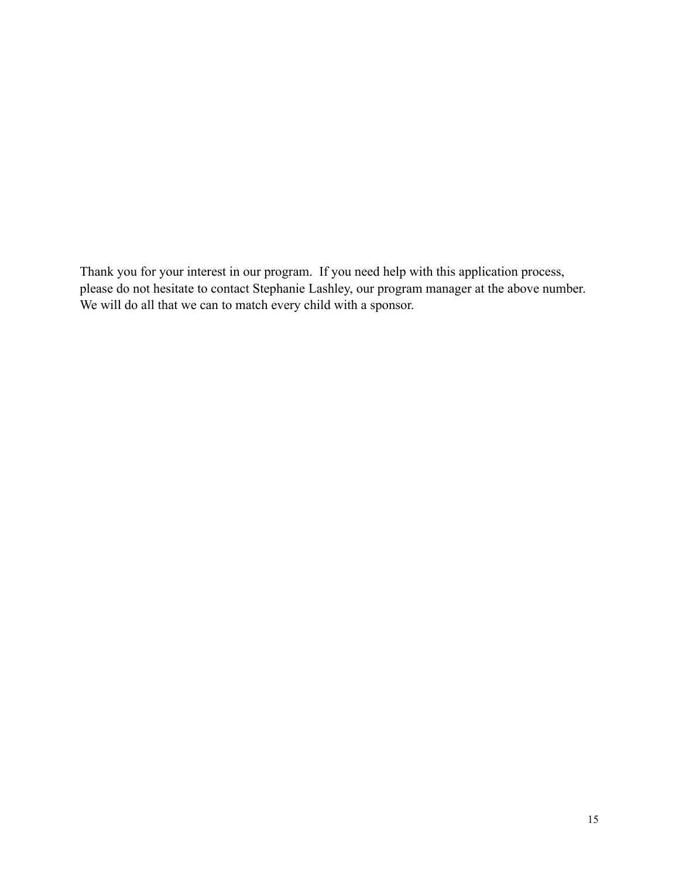Thank you for your interest in our program.  If you need help with this application process, please do not hesitate to contact Stephanie Lashley, our program manager at the above number. We will do all that we can to match every child with a sponsor.